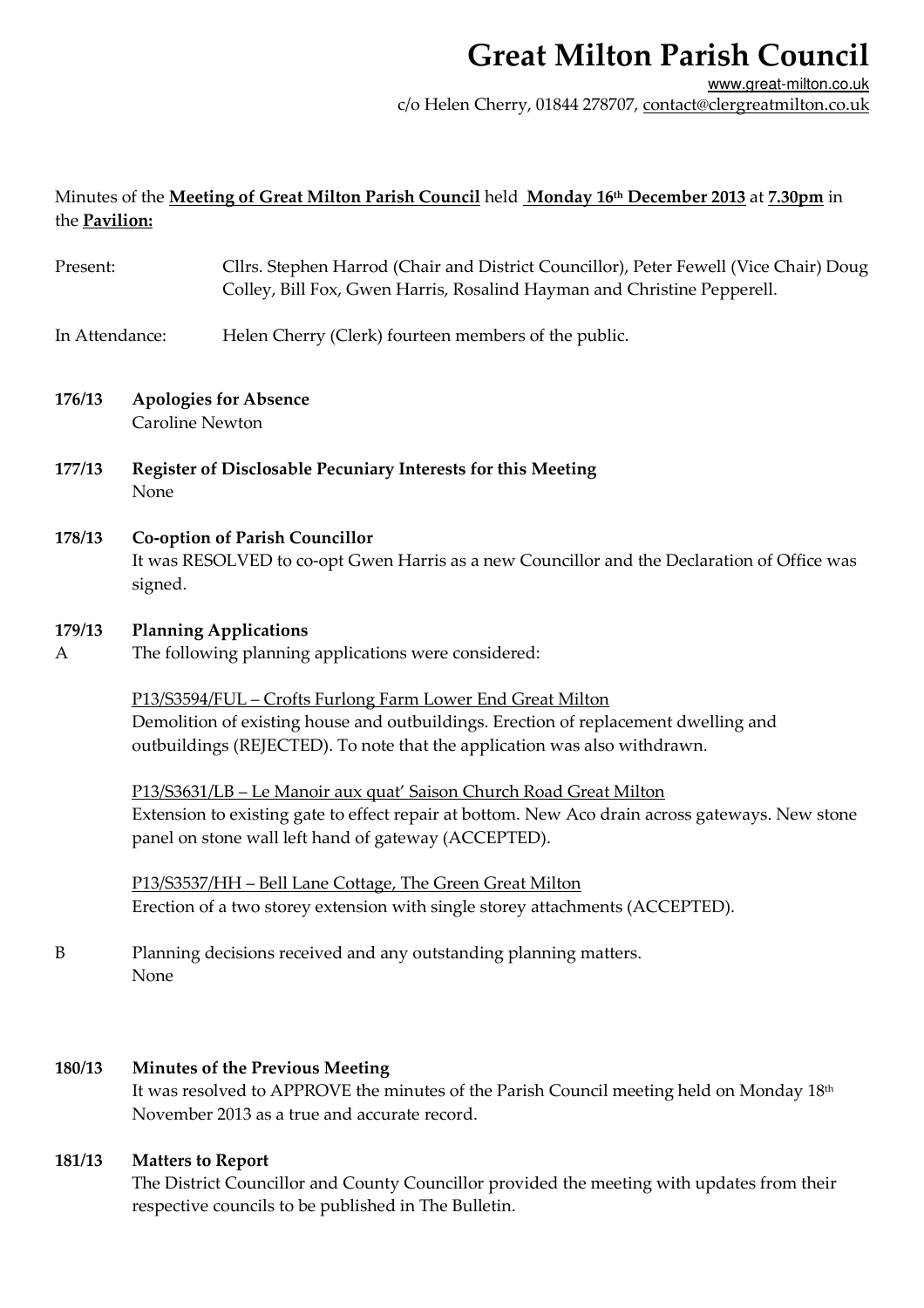# Great Milton Parish Council

www.great-milton.co.uk

c/o Helen Cherry, 01844 278707, contact@clergreatmilton.co.uk

Minutes of the **Meeting of Great Milton Parish Council** held **Monday 16th December 2013** at **7.30pm** in the **Pavilion:**

Present: Cllrs. Stephen Harrod (Chair and District Councillor), Peter Fewell (Vice Chair) Doug Colley, Bill Fox, Gwen Harris, Rosalind Hayman and Christine Pepperell.

In Attendance: Helen Cherry (Clerk) fourteen members of the public.

**176/13 Apologies for Absence**

Caroline Newton

**177/13 Register of Disclosable Pecuniary Interests for this Meeting**

None

**178/13 Co-option of Parish Councillor**

It was RESOLVED to co-opt Gwen Harris as a new Councillor and the Declaration of Office was signed.

**179/13 Planning Applications**

A The following planning applications were considered:

P13/S3594/FUL – Crofts Furlong Farm Lower End Great Milton
Demolition of existing house and outbuildings. Erection of replacement dwelling and outbuildings (REJECTED). To note that the application was also withdrawn.

P13/S3631/LB – Le Manoir aux quat' Saison Church Road Great Milton
Extension to existing gate to effect repair at bottom. New Aco drain across gateways. New stone panel on stone wall left hand of gateway (ACCEPTED).

P13/S3537/HH – Bell Lane Cottage, The Green Great Milton
Erection of a two storey extension with single storey attachments (ACCEPTED).

B Planning decisions received and any outstanding planning matters.
None

**180/13 Minutes of the Previous Meeting**

It was resolved to APPROVE the minutes of the Parish Council meeting held on Monday 18th November 2013 as a true and accurate record.

**181/13 Matters to Report**

The District Councillor and County Councillor provided the meeting with updates from their respective councils to be published in The Bulletin.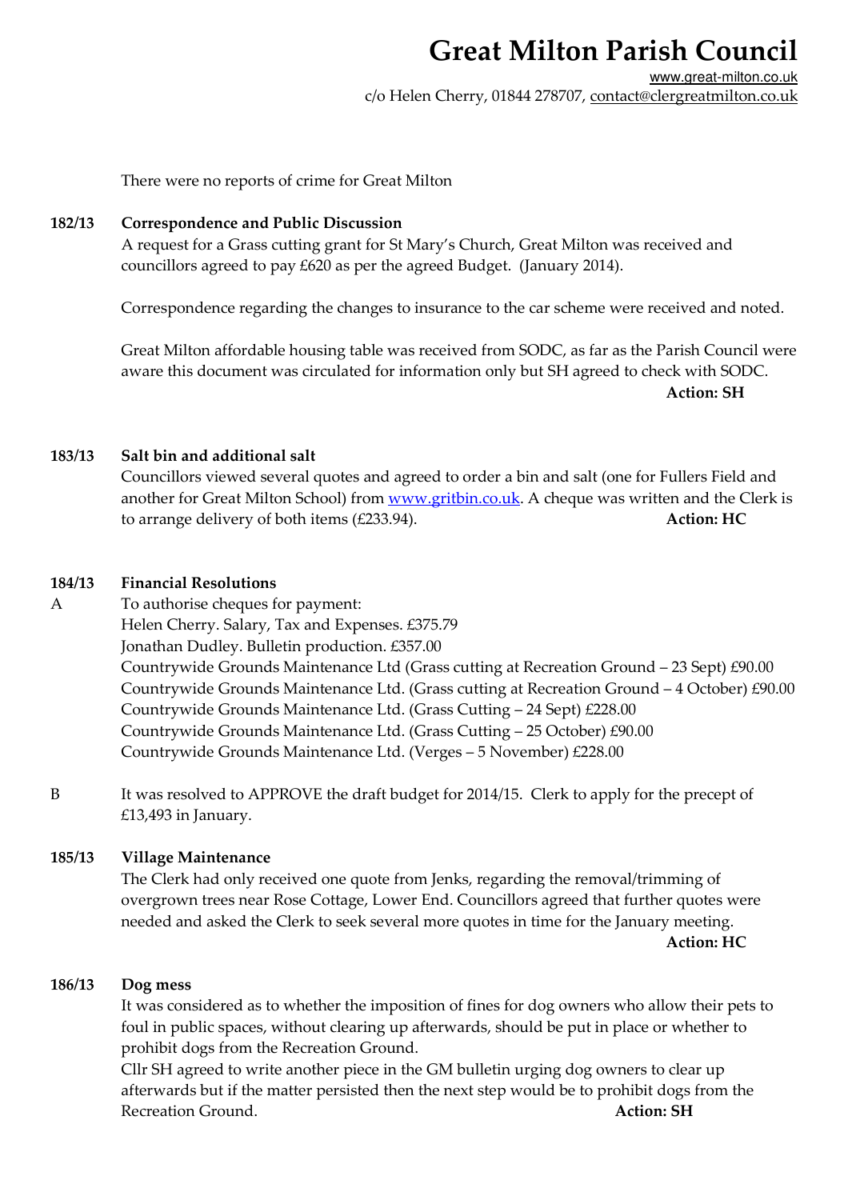There were no reports of crime for Great Milton

**182/13 Correspondence and Public Discussion**

A request for a Grass cutting grant for St Mary's Church, Great Milton was received and councillors agreed to pay £620 as per the agreed Budget. (January 2014).

Correspondence regarding the changes to insurance to the car scheme were received and noted.

Great Milton affordable housing table was received from SODC, as far as the Parish Council were aware this document was circulated for information only but SH agreed to check with SODC.

**Action: SH**

**183/13 Salt bin and additional salt**

Councillors viewed several quotes and agreed to order a bin and salt (one for Fullers Field and another for Great Milton School) from www.gritbin.co.uk. A cheque was written and the Clerk is to arrange delivery of both items (£233.94). **Action: HC**

**184/13 Financial Resolutions**

A To authorise cheques for payment:

Helen Cherry. Salary, Tax and Expenses. £375.79
Jonathan Dudley. Bulletin production. £357.00
Countrywide Grounds Maintenance Ltd (Grass cutting at Recreation Ground – 23 Sept) £90.00
Countrywide Grounds Maintenance Ltd. (Grass cutting at Recreation Ground – 4 October) £90.00
Countrywide Grounds Maintenance Ltd. (Grass Cutting – 24 Sept) £228.00
Countrywide Grounds Maintenance Ltd. (Grass Cutting – 25 October) £90.00
Countrywide Grounds Maintenance Ltd. (Verges – 5 November) £228.00

B It was resolved to APPROVE the draft budget for 2014/15. Clerk to apply for the precept of £13,493 in January.

**185/13 Village Maintenance**

The Clerk had only received one quote from Jenks, regarding the removal/trimming of overgrown trees near Rose Cottage, Lower End. Councillors agreed that further quotes were needed and asked the Clerk to seek several more quotes in time for the January meeting.

**Action: HC**

**186/13 Dog mess**

It was considered as to whether the imposition of fines for dog owners who allow their pets to foul in public spaces, without clearing up afterwards, should be put in place or whether to prohibit dogs from the Recreation Ground.

Cllr SH agreed to write another piece in the GM bulletin urging dog owners to clear up afterwards but if the matter persisted then the next step would be to prohibit dogs from the Recreation Ground. **Action: SH**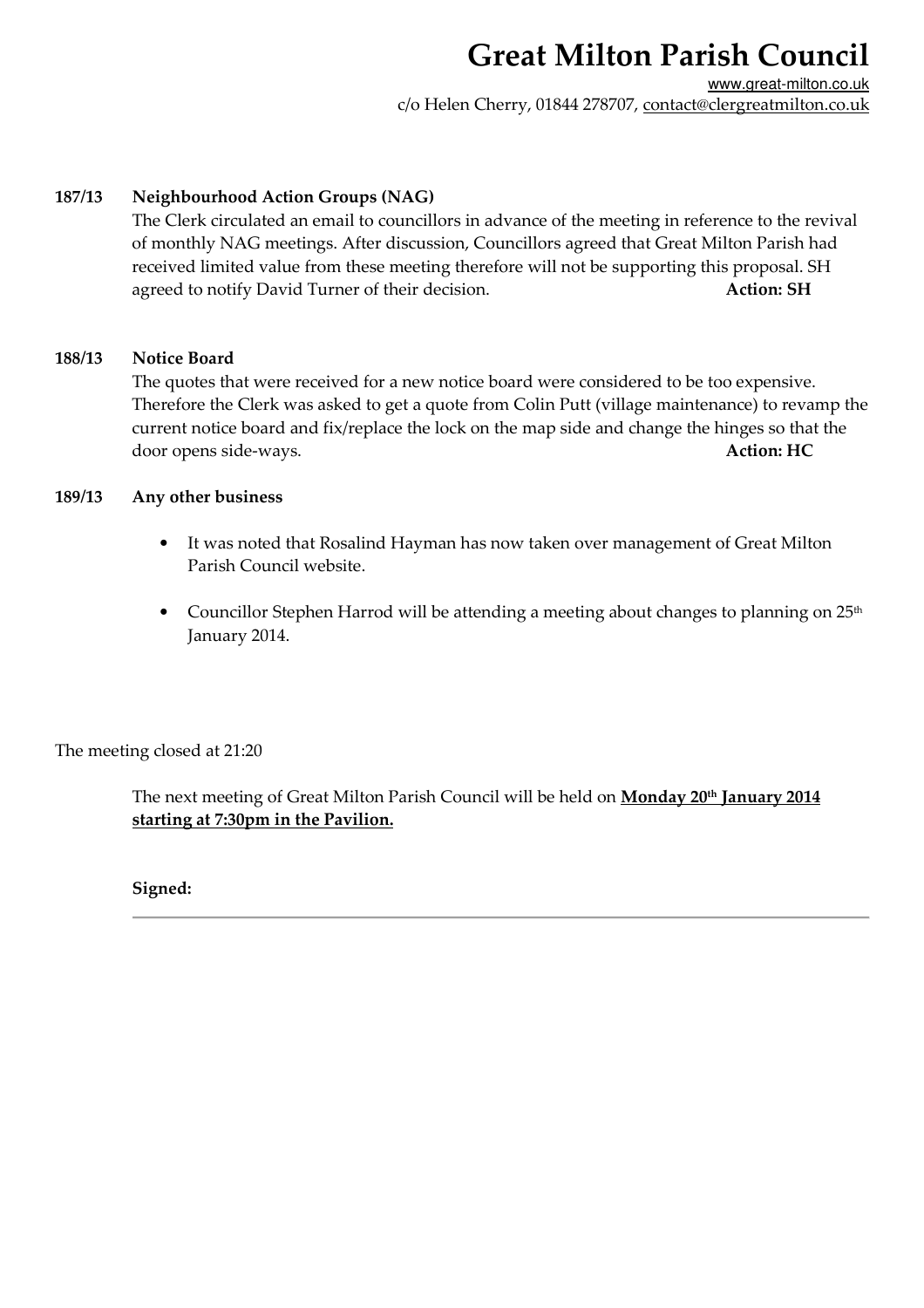# Great Milton Parish Council

www.great-milton.co.uk
c/o Helen Cherry, 01844 278707, contact@clergreatmilton.co.uk

**187/13 Neighbourhood Action Groups (NAG)**

The Clerk circulated an email to councillors in advance of the meeting in reference to the revival of monthly NAG meetings. After discussion, Councillors agreed that Great Milton Parish had received limited value from these meeting therefore will not be supporting this proposal. SH agreed to notify David Turner of their decision. **Action: SH**

**188/13 Notice Board**

The quotes that were received for a new notice board were considered to be too expensive. Therefore the Clerk was asked to get a quote from Colin Putt (village maintenance) to revamp the current notice board and fix/replace the lock on the map side and change the hinges so that the door opens side-ways. **Action: HC**

**189/13 Any other business**

- It was noted that Rosalind Hayman has now taken over management of Great Milton Parish Council website.
- Councillor Stephen Harrod will be attending a meeting about changes to planning on 25th January 2014.

The meeting closed at 21:20

The next meeting of Great Milton Parish Council will be held on **Monday 20th January 2014 starting at 7:30pm in the Pavilion.**

**Signed:**